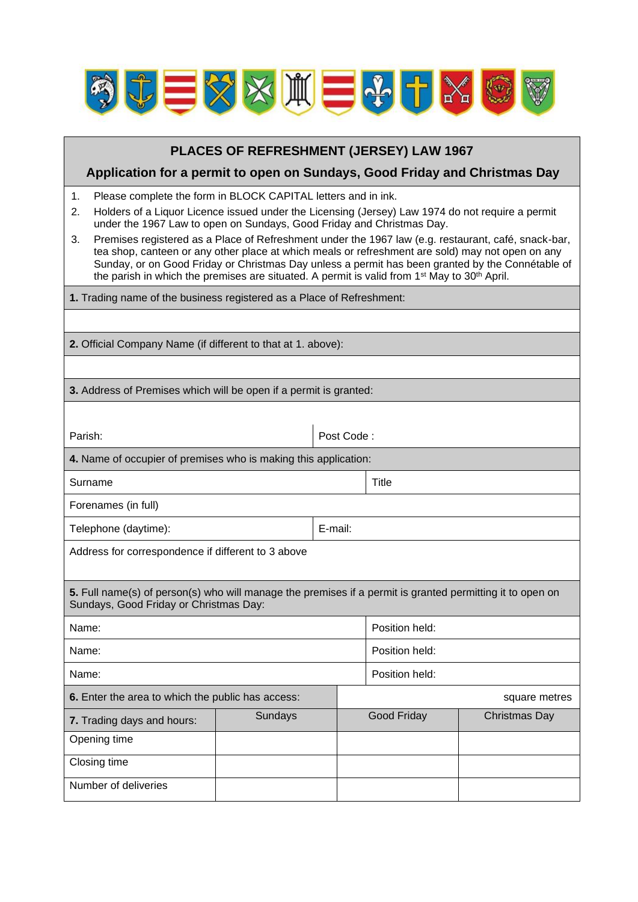# PLACES OF REFRESHMENT (JERSEY) LAW 1967

## Application for a permit to open on Sundays, Good Friday and Christmas Day

1. Please complete the form in BLOCK CAPITAL letters and in ink.
2. Holders of a Liquor Licence issued under the Licensing (Jersey) Law 1974 do not require a permit under the 1967 Law to open on Sundays, Good Friday and Christmas Day.
3. Premises registered as a Place of Refreshment under the 1967 law (e.g. restaurant, café, snack-bar, tea shop, canteen or any other place at which meals or refreshment are sold) may not open on any Sunday, or on Good Friday or Christmas Day unless a permit has been granted by the Connétable of the parish in which the premises are situated. A permit is valid from 1st May to 30th April.

**1.** Trading name of the business registered as a Place of Refreshment:

**2.** Official Company Name (if different to that at 1. above):

**3.** Address of Premises which will be open if a permit is granted:

| Parish: | Post Code : |
|---|---|

**4.** Name of occupier of premises who is making this application:

| Surname | Title |
|---|---|
| Forenames (in full) | |
| Telephone (daytime): | E-mail: |
| Address for correspondence if different to 3 above | |

**5.** Full name(s) of person(s) who will manage the premises if a permit is granted permitting it to open on Sundays, Good Friday or Christmas Day:

| Name: | Position held: |
|---|---|
| Name: | Position held: |
| Name: | Position held: |

**6.** Enter the area to which the public has access: square metres

| **7.** Trading days and hours: | Sundays | Good Friday | Christmas Day |
|---|---|---|---|
| Opening time | | | |
| Closing time | | | |
| Number of deliveries | | | |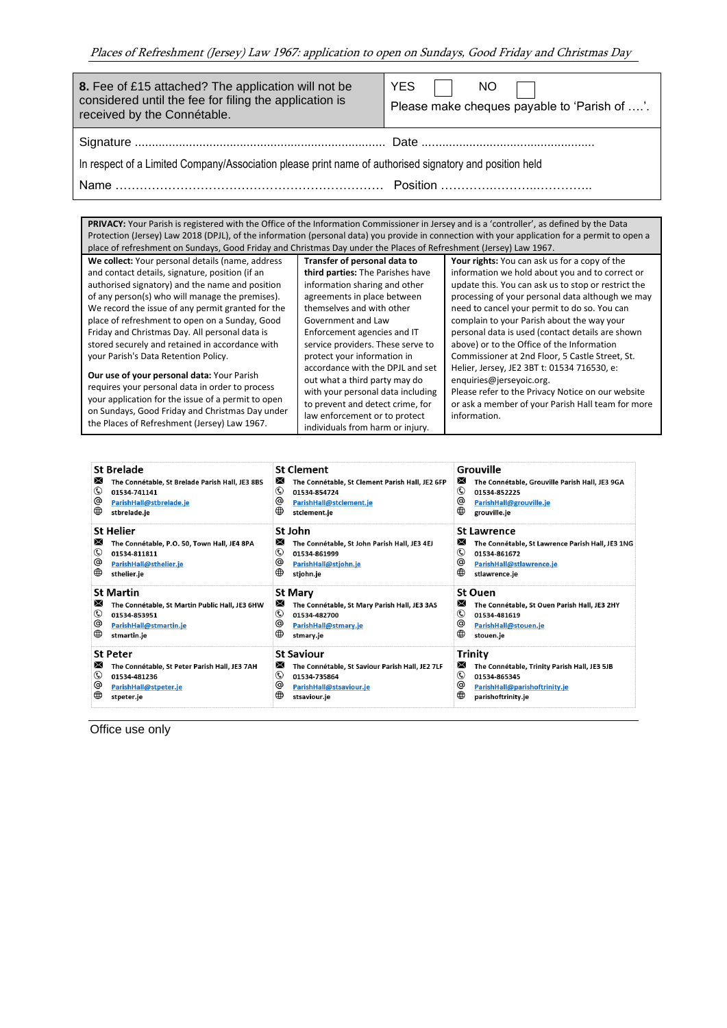| | |
|---|---|
| **8.** Fee of £15 attached? The application will not be considered until the fee for filing the application is received by the Connétable. | YES ☐ NO ☐<br>Please make cheques payable to 'Parish of ….'. |

Signature ......................................................................... Date ..................................................

In respect of a Limited Company/Association please print name of authorised signatory and position held

Name ………………………………………………………… Position ………………………………..

**PRIVACY:** Your Parish is registered with the Office of the Information Commissioner in Jersey and is a 'controller', as defined by the Data Protection (Jersey) Law 2018 (DPJL), of the information (personal data) you provide in connection with your application for a permit to open a place of refreshment on Sundays, Good Friday and Christmas Day under the Places of Refreshment (Jersey) Law 1967.

| | | |
|---|---|---|
| **We collect:** Your personal details (name, address and contact details, signature, position (if an authorised signatory) and the name and position of any person(s) who will manage the premises). We record the issue of any permit granted for the place of refreshment to open on a Sunday, Good Friday and Christmas Day. All personal data is stored securely and retained in accordance with your Parish's Data Retention Policy.<br><br>**Our use of your personal data:** Your Parish requires your personal data in order to process your application for the issue of a permit to open on Sundays, Good Friday and Christmas Day under the Places of Refreshment (Jersey) Law 1967. | **Transfer of personal data to third parties:** The Parishes have information sharing and other agreements in place between themselves and with other Government and Law Enforcement agencies and IT service providers. These serve to protect your information in accordance with the DPJL and set out what a third party may do with your personal data including to prevent and detect crime, for law enforcement or to protect individuals from harm or injury. | **Your rights:** You can ask us for a copy of the information we hold about you and to correct or update this. You can ask us to stop or restrict the processing of your personal data although we may need to cancel your permit to do so. You can complain to your Parish about the way your personal data is used (contact details are shown above) or to the Office of the Information Commissioner at 2nd Floor, 5 Castle Street, St. Helier, Jersey, JE2 3BT t: 01534 716530, e: enquiries@jerseyoic.org.<br>Please refer to the Privacy Notice on our website or ask a member of your Parish Hall team for more information. |

| | | |
|---|---|---|
| **St Brelade**<br>The Connétable, St Brelade Parish Hall, JE3 8BS<br>01534-741141<br>ParishHall@stbrelade.je<br>stbrelade.je | **St Clement**<br>The Connétable, St Clement Parish Hall, JE2 6FP<br>01534-854724<br>ParishHall@stclement.je<br>stclement.je | **Grouville**<br>The Connétable, Grouville Parish Hall, JE3 9GA<br>01534-852225<br>ParishHall@grouville.je<br>grouville.je |
| **St Helier**<br>The Connétable, P.O. 50, Town Hall, JE4 8PA<br>01534-811811<br>ParishHall@sthelier.je<br>sthelier.je | **St John**<br>The Connétable, St John Parish Hall, JE3 4EJ<br>01534-861999<br>ParishHall@stjohn.je<br>stjohn.je | **St Lawrence**<br>The Connétable, St Lawrence Parish Hall, JE3 1NG<br>01534-861672<br>ParishHall@stlawrence.je<br>stlawrence.je |
| **St Martin**<br>The Connétable, St Martin Public Hall, JE3 6HW<br>01534-853951<br>ParishHall@stmartin.je<br>stmartin.je | **St Mary**<br>The Connétable, St Mary Parish Hall, JE3 3AS<br>01534-482700<br>ParishHall@stmary.je<br>stmary.je | **St Ouen**<br>The Connétable, St Ouen Parish Hall, JE3 2HY<br>01534-481619<br>ParishHall@stouen.je<br>stouen.je |
| **St Peter**<br>The Connétable, St Peter Parish Hall, JE3 7AH<br>01534-481236<br>ParishHall@stpeter.je<br>stpeter.je | **St Saviour**<br>The Connétable, St Saviour Parish Hall, JE2 7LF<br>01534-735864<br>ParishHall@stsaviour.je<br>stsaviour.je | **Trinity**<br>The Connétable, Trinity Parish Hall, JE3 5JB<br>01534-865345<br>ParishHall@parishoftrinity.je<br>parishoftrinity.je |

Office use only